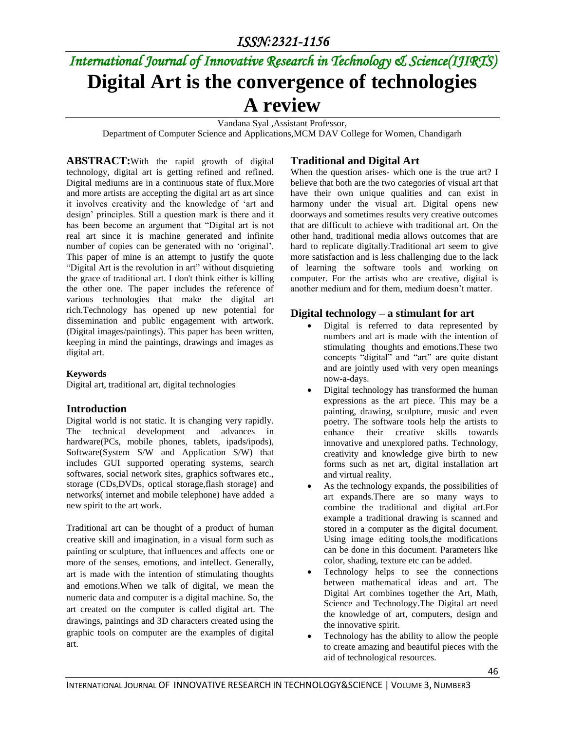# Digital Art is the convergence of technologies A review

Vandana Syal ,Assistant Professor,
Department of Computer Science and Applications,MCM DAV College for Women, Chandigarh

**ABSTRACT:**With the rapid growth of digital technology, digital art is getting refined and refined. Digital mediums are in a continuous state of flux.More and more artists are accepting the digital art as art since it involves creativity and the knowledge of 'art and design' principles. Still a question mark is there and it has been become an argument that "Digital art is not real art since it is machine generated and infinite number of copies can be generated with no 'original'. This paper of mine is an attempt to justify the quote "Digital Art is the revolution in art" without disquieting the grace of traditional art. I don't think either is killing the other one. The paper includes the reference of various technologies that make the digital art rich.Technology has opened up new potential for dissemination and public engagement with artwork. (Digital images/paintings). This paper has been written, keeping in mind the paintings, drawings and images as digital art.

#### Keywords

Digital art, traditional art, digital technologies

## Introduction

Digital world is not static. It is changing very rapidly. The technical development and advances in hardware(PCs, mobile phones, tablets, ipads/ipods), Software(System S/W and Application S/W) that includes GUI supported operating systems, search softwares, social network sites, graphics softwares etc., storage (CDs,DVDs, optical storage,flash storage) and networks( internet and mobile telephone) have added a new spirit to the art work.

Traditional art can be thought of a product of human creative skill and imagination, in a visual form such as painting or sculpture, that influences and affects one or more of the senses, emotions, and intellect. Generally, art is made with the intention of stimulating thoughts and emotions.When we talk of digital, we mean the numeric data and computer is a digital machine. So, the art created on the computer is called digital art. The drawings, paintings and 3D characters created using the graphic tools on computer are the examples of digital art.

## Traditional and Digital Art

When the question arises- which one is the true art? I believe that both are the two categories of visual art that have their own unique qualities and can exist in harmony under the visual art. Digital opens new doorways and sometimes results very creative outcomes that are difficult to achieve with traditional art. On the other hand, traditional media allows outcomes that are hard to replicate digitally.Traditional art seem to give more satisfaction and is less challenging due to the lack of learning the software tools and working on computer. For the artists who are creative, digital is another medium and for them, medium doesn't matter.

## Digital technology – a stimulant for art

- Digital is referred to data represented by numbers and art is made with the intention of stimulating thoughts and emotions.These two concepts "digital" and "art" are quite distant and are jointly used with very open meanings now-a-days.
- Digital technology has transformed the human expressions as the art piece. This may be a painting, drawing, sculpture, music and even poetry. The software tools help the artists to enhance their creative skills towards innovative and unexplored paths. Technology, creativity and knowledge give birth to new forms such as net art, digital installation art and virtual reality.
- As the technology expands, the possibilities of art expands.There are so many ways to combine the traditional and digital art.For example a traditional drawing is scanned and stored in a computer as the digital document. Using image editing tools,the modifications can be done in this document. Parameters like color, shading, texture etc can be added.
- Technology helps to see the connections between mathematical ideas and art. The Digital Art combines together the Art, Math, Science and Technology.The Digital art need the knowledge of art, computers, design and the innovative spirit.
- Technology has the ability to allow the people to create amazing and beautiful pieces with the aid of technological resources.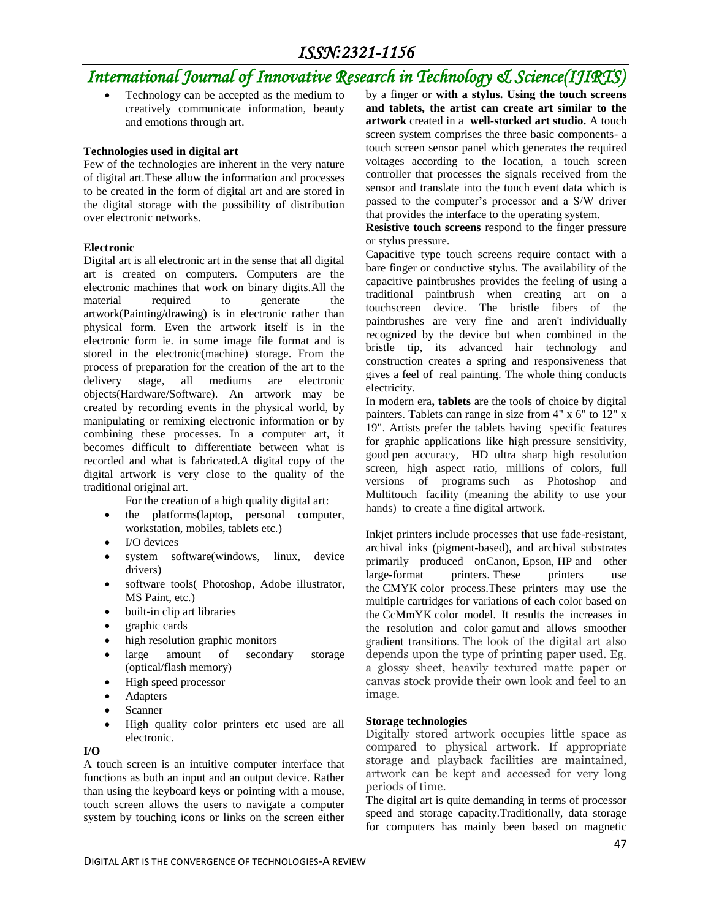- Technology can be accepted as the medium to creatively communicate information, beauty and emotions through art.

**Technologies used in digital art**

Few of the technologies are inherent in the very nature of digital art.These allow the information and processes to be created in the form of digital art and are stored in the digital storage with the possibility of distribution over electronic networks.

**Electronic**

Digital art is all electronic art in the sense that all digital art is created on computers. Computers are the electronic machines that work on binary digits.All the material required to generate the artwork(Painting/drawing) is in electronic rather than physical form. Even the artwork itself is in the electronic form ie. in some image file format and is stored in the electronic(machine) storage. From the process of preparation for the creation of the art to the delivery stage, all mediums are electronic objects(Hardware/Software). An artwork may be created by recording events in the physical world, by manipulating or remixing electronic information or by combining these processes. In a computer art, it becomes difficult to differentiate between what is recorded and what is fabricated.A digital copy of the digital artwork is very close to the quality of the traditional original art.

For the creation of a high quality digital art:

- the platforms(laptop, personal computer, workstation, mobiles, tablets etc.)
- I/O devices
- system software(windows, linux, device drivers)
- software tools( Photoshop, Adobe illustrator, MS Paint, etc.)
- built-in clip art libraries
- graphic cards
- high resolution graphic monitors
- large amount of secondary storage (optical/flash memory)
- High speed processor
- Adapters
- Scanner
- High quality color printers etc used are all electronic.

**I/O**

A touch screen is an intuitive computer interface that functions as both an input and an output device. Rather than using the keyboard keys or pointing with a mouse, touch screen allows the users to navigate a computer system by touching icons or links on the screen either by a finger or **with a stylus. Using the touch screens and tablets, the artist can create art similar to the artwork** created in a **well-stocked art studio.** A touch screen system comprises the three basic components- a touch screen sensor panel which generates the required voltages according to the location, a touch screen controller that processes the signals received from the sensor and translate into the touch event data which is passed to the computer's processor and a S/W driver that provides the interface to the operating system.

**Resistive touch screens** respond to the finger pressure or stylus pressure.

Capacitive type touch screens require contact with a bare finger or conductive stylus. The availability of the capacitive paintbrushes provides the feeling of using a traditional paintbrush when creating art on a touchscreen device. The bristle fibers of the paintbrushes are very fine and aren't individually recognized by the device but when combined in the bristle tip, its advanced hair technology and construction creates a spring and responsiveness that gives a feel of real painting. The whole thing conducts electricity.

In modern era**, tablets** are the tools of choice by digital painters. Tablets can range in size from 4" x 6" to 12" x 19". Artists prefer the tablets having specific features for graphic applications like high pressure sensitivity, good pen accuracy, HD ultra sharp high resolution screen, high aspect ratio, millions of colors, full versions of programs such as Photoshop and Multitouch facility (meaning the ability to use your hands) to create a fine digital artwork.

Inkjet printers include processes that use fade-resistant, archival inks (pigment-based), and archival substrates primarily produced onCanon, Epson, HP and other large-format printers. These printers use the CMYK color process.These printers may use the multiple cartridges for variations of each color based on the CcMmYK color model. It results the increases in the resolution and color gamut and allows smoother gradient transitions. The look of the digital art also depends upon the type of printing paper used. Eg. a glossy sheet, heavily textured matte paper or canvas stock provide their own look and feel to an image.

**Storage technologies**

Digitally stored artwork occupies little space as compared to physical artwork. If appropriate storage and playback facilities are maintained, artwork can be kept and accessed for very long periods of time.

The digital art is quite demanding in terms of processor speed and storage capacity.Traditionally, data storage for computers has mainly been based on magnetic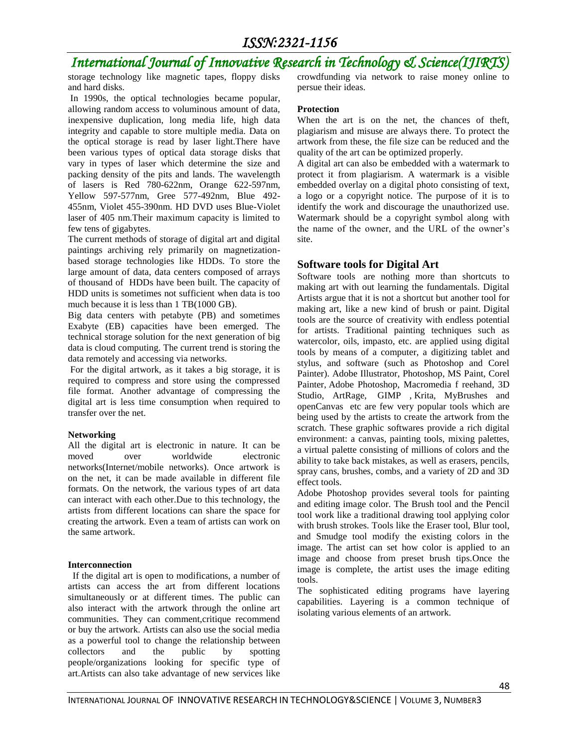storage technology like magnetic tapes, floppy disks and hard disks.

In 1990s, the optical technologies became popular, allowing random access to voluminous amount of data, inexpensive duplication, long media life, high data integrity and capable to store multiple media. Data on the optical storage is read by laser light.There have been various types of optical data storage disks that vary in types of laser which determine the size and packing density of the pits and lands. The wavelength of lasers is Red 780-622nm, Orange 622-597nm, Yellow 597-577nm, Gree 577-492nm, Blue 492-455nm, Violet 455-390nm. HD DVD uses Blue-Violet laser of 405 nm.Their maximum capacity is limited to few tens of gigabytes.

The current methods of storage of digital art and digital paintings archiving rely primarily on magnetization-based storage technologies like HDDs. To store the large amount of data, data centers composed of arrays of thousand of HDDs have been built. The capacity of HDD units is sometimes not sufficient when data is too much because it is less than 1 TB(1000 GB).

Big data centers with petabyte (PB) and sometimes Exabyte (EB) capacities have been emerged. The technical storage solution for the next generation of big data is cloud computing. The current trend is storing the data remotely and accessing via networks.

For the digital artwork, as it takes a big storage, it is required to compress and store using the compressed file format. Another advantage of compressing the digital art is less time consumption when required to transfer over the net.

**Networking**

All the digital art is electronic in nature. It can be moved over worldwide electronic networks(Internet/mobile networks). Once artwork is on the net, it can be made available in different file formats. On the network, the various types of art data can interact with each other.Due to this technology, the artists from different locations can share the space for creating the artwork. Even a team of artists can work on the same artwork.

**Interconnection**

If the digital art is open to modifications, a number of artists can access the art from different locations simultaneously or at different times. The public can also interact with the artwork through the online art communities. They can comment,critique recommend or buy the artwork. Artists can also use the social media as a powerful tool to change the relationship between collectors and the public by spotting people/organizations looking for specific type of art.Artists can also take advantage of new services like crowdfunding via network to raise money online to persue their ideas.

**Protection**

When the art is on the net, the chances of theft, plagiarism and misuse are always there. To protect the artwork from these, the file size can be reduced and the quality of the art can be optimized properly.

A digital art can also be embedded with a watermark to protect it from plagiarism. A watermark is a visible embedded overlay on a digital photo consisting of text, a logo or a copyright notice. The purpose of it is to identify the work and discourage the unauthorized use. Watermark should be a copyright symbol along with the name of the owner, and the URL of the owner's site.

## Software tools for Digital Art

Software tools are nothing more than shortcuts to making art with out learning the fundamentals. Digital Artists argue that it is not a shortcut but another tool for making art, like a new kind of brush or paint. Digital tools are the source of creativity with endless potential for artists. Traditional painting techniques such as watercolor, oils, impasto, etc. are applied using digital tools by means of a computer, a digitizing tablet and stylus, and software (such as Photoshop and Corel Painter). Adobe Illustrator, Photoshop, MS Paint, Corel Painter, Adobe Photoshop, Macromedia f reehand, 3D Studio, ArtRage, GIMP , Krita, MyBrushes and openCanvas etc are few very popular tools which are being used by the artists to create the artwork from the scratch. These graphic softwares provide a rich digital environment: a canvas, painting tools, mixing palettes, a virtual palette consisting of millions of colors and the ability to take back mistakes, as well as erasers, pencils, spray cans, brushes, combs, and a variety of 2D and 3D effect tools.

Adobe Photoshop provides several tools for painting and editing image color. The Brush tool and the Pencil tool work like a traditional drawing tool applying color with brush strokes. Tools like the Eraser tool, Blur tool, and Smudge tool modify the existing colors in the image. The artist can set how color is applied to an image and choose from preset brush tips.Once the image is complete, the artist uses the image editing tools.

The sophisticated editing programs have layering capabilities. Layering is a common technique of isolating various elements of an artwork.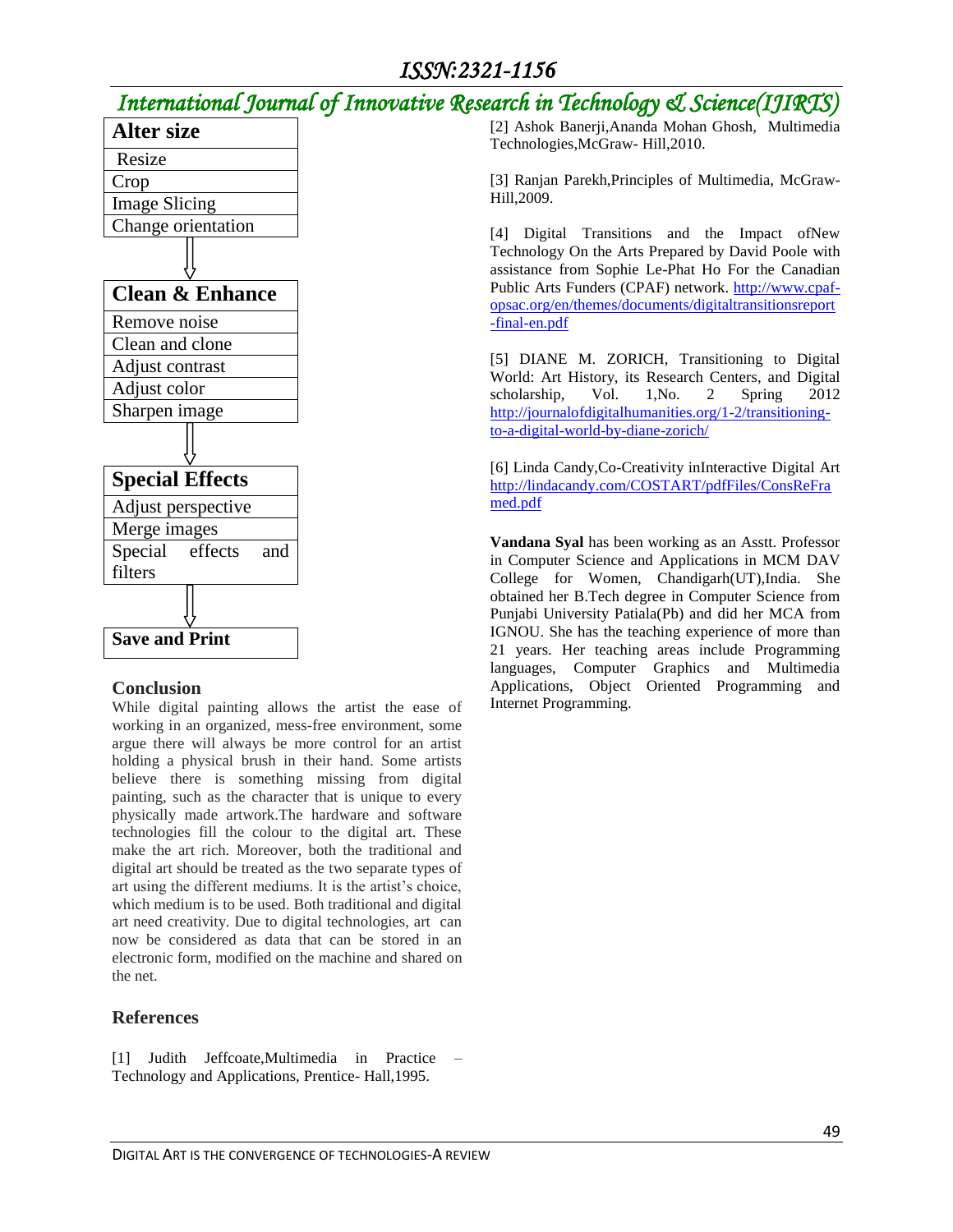| Alter size |
| --- |
| Resize |
| Crop |
| Image Slicing |
| Change orientation |

⇓

| Clean & Enhance |
| --- |
| Remove noise |
| Clean and clone |
| Adjust contrast |
| Adjust color |
| Sharpen image |

⇓

| Special Effects |
| --- |
| Adjust perspective |
| Merge images |
| Special effects and filters |

⇓

| Save and Print |
| --- |

## Conclusion

While digital painting allows the artist the ease of working in an organized, mess-free environment, some argue there will always be more control for an artist holding a physical brush in their hand. Some artists believe there is something missing from digital painting, such as the character that is unique to every physically made artwork.The hardware and software technologies fill the colour to the digital art. These make the art rich. Moreover, both the traditional and digital art should be treated as the two separate types of art using the different mediums. It is the artist's choice, which medium is to be used. Both traditional and digital art need creativity. Due to digital technologies, art can now be considered as data that can be stored in an electronic form, modified on the machine and shared on the net.

## References

[1] Judith Jeffcoate,Multimedia in Practice – Technology and Applications, Prentice- Hall,1995.

[2] Ashok Banerji,Ananda Mohan Ghosh, Multimedia Technologies,McGraw- Hill,2010.

[3] Ranjan Parekh,Principles of Multimedia, McGraw-Hill,2009.

[4] Digital Transitions and the Impact ofNew Technology On the Arts Prepared by David Poole with assistance from Sophie Le-Phat Ho For the Canadian Public Arts Funders (CPAF) network. http://www.cpaf-opsac.org/en/themes/documents/digitaltransitionsreport-final-en.pdf

[5] DIANE M. ZORICH, Transitioning to Digital World: Art History, its Research Centers, and Digital scholarship, Vol. 1,No. 2 Spring 2012 http://journalofdigitalhumanities.org/1-2/transitioning-to-a-digital-world-by-diane-zorich/

[6] Linda Candy,Co-Creativity inInteractive Digital Art http://lindacandy.com/COSTART/pdfFiles/ConsReFramed.pdf

**Vandana Syal** has been working as an Asstt. Professor in Computer Science and Applications in MCM DAV College for Women, Chandigarh(UT),India. She obtained her B.Tech degree in Computer Science from Punjabi University Patiala(Pb) and did her MCA from IGNOU. She has the teaching experience of more than 21 years. Her teaching areas include Programming languages, Computer Graphics and Multimedia Applications, Object Oriented Programming and Internet Programming.